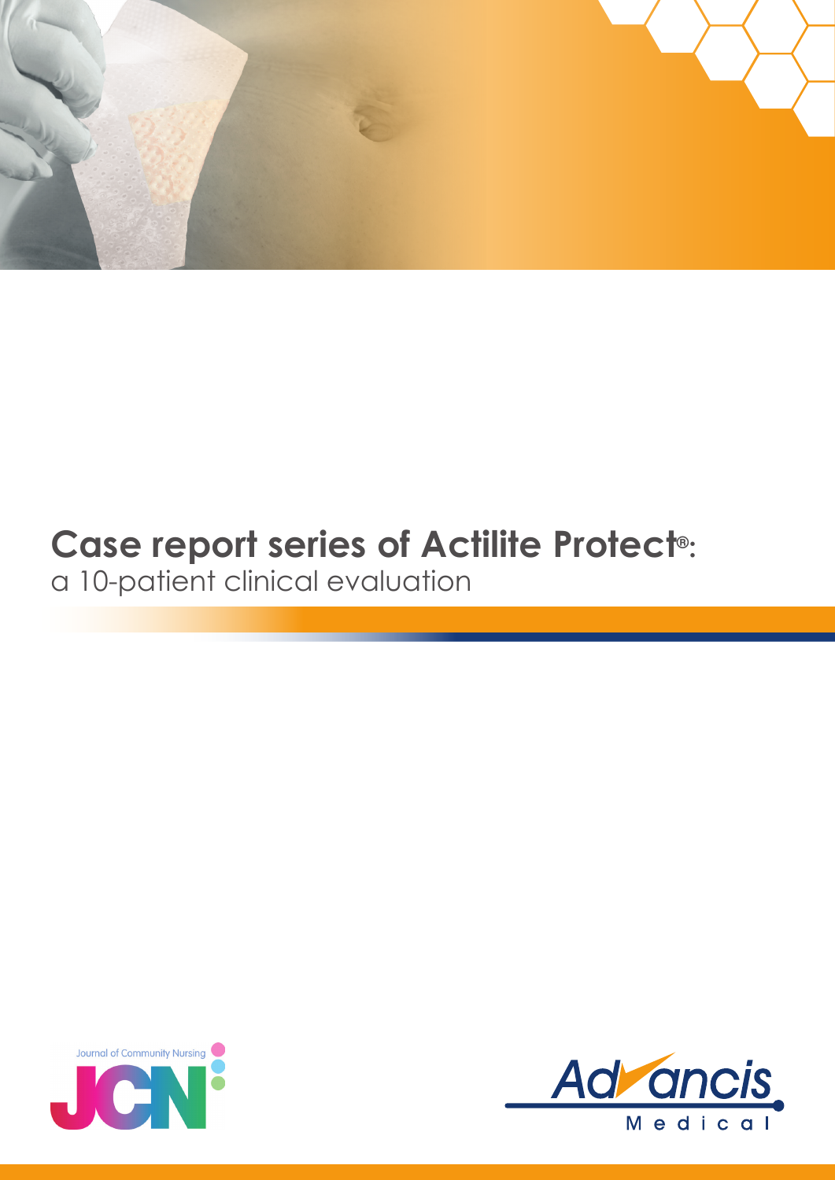# Case report series of Actilite Protect®:

a 10-patient clinical evaluation

Journal of Community Nursing JCN

Advancis Medical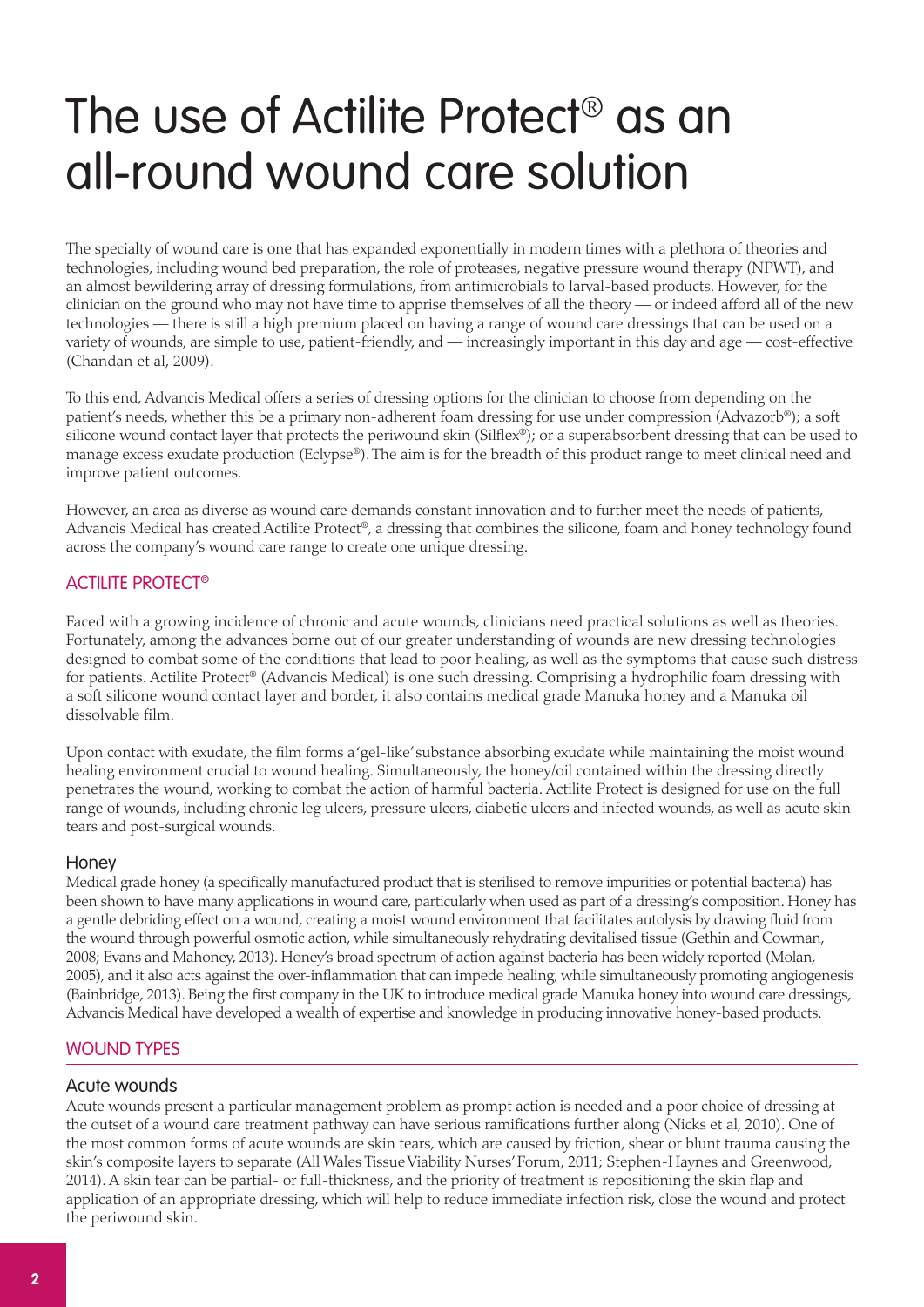# The use of Actilite Protect® as an all-round wound care solution

The specialty of wound care is one that has expanded exponentially in modern times with a plethora of theories and technologies, including wound bed preparation, the role of proteases, negative pressure wound therapy (NPWT), and an almost bewildering array of dressing formulations, from antimicrobials to larval-based products. However, for the clinician on the ground who may not have time to apprise themselves of all the theory — or indeed afford all of the new technologies — there is still a high premium placed on having a range of wound care dressings that can be used on a variety of wounds, are simple to use, patient-friendly, and — increasingly important in this day and age — cost-effective (Chandan et al, 2009).

To this end, Advancis Medical offers a series of dressing options for the clinician to choose from depending on the patient's needs, whether this be a primary non-adherent foam dressing for use under compression (Advazorb®); a soft silicone wound contact layer that protects the periwound skin (Silflex®); or a superabsorbent dressing that can be used to manage excess exudate production (Eclypse®). The aim is for the breadth of this product range to meet clinical need and improve patient outcomes.

However, an area as diverse as wound care demands constant innovation and to further meet the needs of patients, Advancis Medical has created Actilite Protect®, a dressing that combines the silicone, foam and honey technology found across the company's wound care range to create one unique dressing.

## ACTILITE PROTECT®

Faced with a growing incidence of chronic and acute wounds, clinicians need practical solutions as well as theories. Fortunately, among the advances borne out of our greater understanding of wounds are new dressing technologies designed to combat some of the conditions that lead to poor healing, as well as the symptoms that cause such distress for patients. Actilite Protect® (Advancis Medical) is one such dressing. Comprising a hydrophilic foam dressing with a soft silicone wound contact layer and border, it also contains medical grade Manuka honey and a Manuka oil dissolvable film.

Upon contact with exudate, the film forms a 'gel-like' substance absorbing exudate while maintaining the moist wound healing environment crucial to wound healing. Simultaneously, the honey/oil contained within the dressing directly penetrates the wound, working to combat the action of harmful bacteria. Actilite Protect is designed for use on the full range of wounds, including chronic leg ulcers, pressure ulcers, diabetic ulcers and infected wounds, as well as acute skin tears and post-surgical wounds.

### Honey

Medical grade honey (a specifically manufactured product that is sterilised to remove impurities or potential bacteria) has been shown to have many applications in wound care, particularly when used as part of a dressing's composition. Honey has a gentle debriding effect on a wound, creating a moist wound environment that facilitates autolysis by drawing fluid from the wound through powerful osmotic action, while simultaneously rehydrating devitalised tissue (Gethin and Cowman, 2008; Evans and Mahoney, 2013). Honey's broad spectrum of action against bacteria has been widely reported (Molan, 2005), and it also acts against the over-inflammation that can impede healing, while simultaneously promoting angiogenesis (Bainbridge, 2013). Being the first company in the UK to introduce medical grade Manuka honey into wound care dressings, Advancis Medical have developed a wealth of expertise and knowledge in producing innovative honey-based products.

## WOUND TYPES

### Acute wounds

Acute wounds present a particular management problem as prompt action is needed and a poor choice of dressing at the outset of a wound care treatment pathway can have serious ramifications further along (Nicks et al, 2010). One of the most common forms of acute wounds are skin tears, which are caused by friction, shear or blunt trauma causing the skin's composite layers to separate (All Wales Tissue Viability Nurses' Forum, 2011; Stephen-Haynes and Greenwood, 2014). A skin tear can be partial- or full-thickness, and the priority of treatment is repositioning the skin flap and application of an appropriate dressing, which will help to reduce immediate infection risk, close the wound and protect the periwound skin.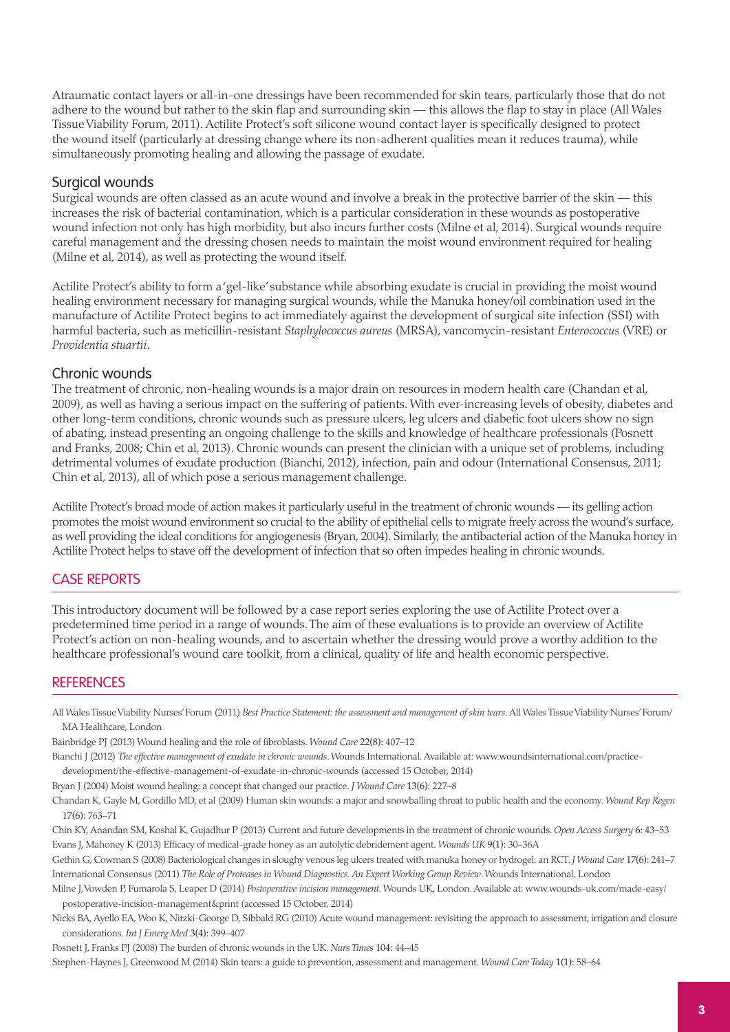Atraumatic contact layers or all-in-one dressings have been recommended for skin tears, particularly those that do not adhere to the wound but rather to the skin flap and surrounding skin — this allows the flap to stay in place (All Wales Tissue Viability Forum, 2011). Actilite Protect's soft silicone wound contact layer is specifically designed to protect the wound itself (particularly at dressing change where its non-adherent qualities mean it reduces trauma), while simultaneously promoting healing and allowing the passage of exudate.

## Surgical wounds

Surgical wounds are often classed as an acute wound and involve a break in the protective barrier of the skin — this increases the risk of bacterial contamination, which is a particular consideration in these wounds as postoperative wound infection not only has high morbidity, but also incurs further costs (Milne et al, 2014). Surgical wounds require careful management and the dressing chosen needs to maintain the moist wound environment required for healing (Milne et al, 2014), as well as protecting the wound itself.

Actilite Protect's ability to form a 'gel-like' substance while absorbing exudate is crucial in providing the moist wound healing environment necessary for managing surgical wounds, while the Manuka honey/oil combination used in the manufacture of Actilite Protect begins to act immediately against the development of surgical site infection (SSI) with harmful bacteria, such as meticillin-resistant *Staphylococcus aureus* (MRSA), vancomycin-resistant *Enterococcus* (VRE) or *Providentia stuartii*.

## Chronic wounds

The treatment of chronic, non-healing wounds is a major drain on resources in modern health care (Chandan et al, 2009), as well as having a serious impact on the suffering of patients. With ever-increasing levels of obesity, diabetes and other long-term conditions, chronic wounds such as pressure ulcers, leg ulcers and diabetic foot ulcers show no sign of abating, instead presenting an ongoing challenge to the skills and knowledge of healthcare professionals (Posnett and Franks, 2008; Chin et al, 2013). Chronic wounds can present the clinician with a unique set of problems, including detrimental volumes of exudate production (Bianchi, 2012), infection, pain and odour (International Consensus, 2011; Chin et al, 2013), all of which pose a serious management challenge.

Actilite Protect's broad mode of action makes it particularly useful in the treatment of chronic wounds — its gelling action promotes the moist wound environment so crucial to the ability of epithelial cells to migrate freely across the wound's surface, as well providing the ideal conditions for angiogenesis (Bryan, 2004). Similarly, the antibacterial action of the Manuka honey in Actilite Protect helps to stave off the development of infection that so often impedes healing in chronic wounds.

## CASE REPORTS

This introductory document will be followed by a case report series exploring the use of Actilite Protect over a predetermined time period in a range of wounds. The aim of these evaluations is to provide an overview of Actilite Protect's action on non-healing wounds, and to ascertain whether the dressing would prove a worthy addition to the healthcare professional's wound care toolkit, from a clinical, quality of life and health economic perspective.

## REFERENCES

All Wales Tissue Viability Nurses' Forum (2011) *Best Practice Statement: the assessment and management of skin tears*. All Wales Tissue Viability Nurses' Forum/ MA Healthcare, London

Bainbridge PJ (2013) Wound healing and the role of fibroblasts. *Wound Care* 22(8): 407–12

Bianchi J (2012) *The effective management of exudate in chronic wounds*. Wounds International. Available at: www.woundsinternational.com/practice-development/the-effective-management-of-exudate-in-chronic-wounds (accessed 15 October, 2014)

Bryan J (2004) Moist wound healing: a concept that changed our practice. *J Wound Care* 13(6): 227–8

Chandan K, Gayle M, Gordillo MD, et al (2009) Human skin wounds: a major and snowballing threat to public health and the economy. *Wound Rep Regen* 17(6): 763–71

Chin KY, Anandan SM, Koshal K, Gujadhur P (2013) Current and future developments in the treatment of chronic wounds. *Open Access Surgery* 6: 43–53

Evans J, Mahoney K (2013) Efficacy of medical-grade honey as an autolytic debridement agent. *Wounds UK* 9(1): 30–36A

Gethin G, Cowman S (2008) Bacteriological changes in sloughy venous leg ulcers treated with manuka honey or hydrogel: an RCT. *J Wound Care* 17(6): 241–7

International Consensus (2011) *The Role of Proteases in Wound Diagnostics. An Expert Working Group Review*. Wounds International, London

Milne J, Vowden P, Fumarola S, Leaper D (2014) *Postoperative incision management*. Wounds UK, London. Available at: www.wounds-uk.com/made-easy/postoperative-incision-management&print (accessed 15 October, 2014)

Nicks BA, Ayello EA, Woo K, Nitzki-George D, Sibbald RG (2010) Acute wound management: revisiting the approach to assessment, irrigation and closure considerations. *Int J Emerg Med* 3(4): 399–407

Posnett J, Franks PJ (2008) The burden of chronic wounds in the UK. *Nurs Times* 104: 44–45

Stephen-Haynes J, Greenwood M (2014) Skin tears: a guide to prevention, assessment and management. *Wound Care Today* 1(1): 58–64